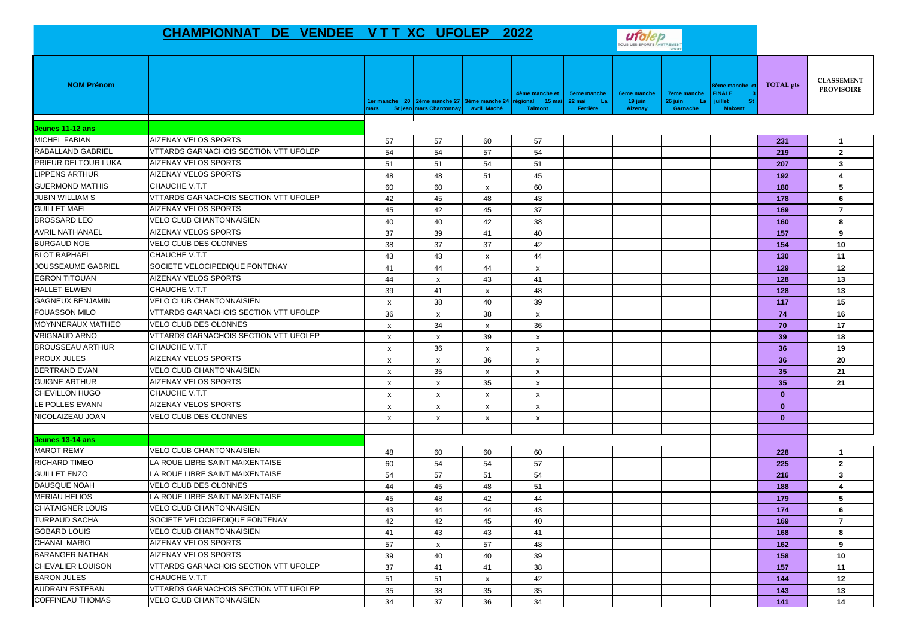# CHAMPIONNAT DE VENDEE V T T XC UFOLEP 2022

| NOM Prénom | | 1er manche 20 mars St jean | 2ème manche 27 mars Chantonnay | 3ème manche 24 avril Maché | 4ème manche et régional 15 mai Talmont | 5eme manche 22 mai La Ferrière | 6eme manche 19 juin Aizenay | 7eme manche 26 juin La Garnache | 8ème manche et FINALE 3 juillet St Maixent | TOTAL pts | CLASSEMENT PROVISOIRE |
|---|---|---|---|---|---|---|---|---|---|---|---|
| **Jeunes 11-12 ans** | | | | | | | | | | | |
| MICHEL FABIAN | AIZENAY VELOS SPORTS | 57 | 57 | 60 | 57 | | | | | 231 | 1 |
| RABALLAND GABRIEL | VTTARDS GARNACHOIS SECTION VTT UFOLEP | 54 | 54 | 57 | 54 | | | | | 219 | 2 |
| PRIEUR DELTOUR LUKA | AIZENAY VELOS SPORTS | 51 | 51 | 54 | 51 | | | | | 207 | 3 |
| LIPPENS ARTHUR | AIZENAY VELOS SPORTS | 48 | 48 | 51 | 45 | | | | | 192 | 4 |
| GUERMOND MATHIS | CHAUCHE V.T.T | 60 | 60 | x | 60 | | | | | 180 | 5 |
| JUBIN WILLIAM S | VTTARDS GARNACHOIS SECTION VTT UFOLEP | 42 | 45 | 48 | 43 | | | | | 178 | 6 |
| GUILLET MAEL | AIZENAY VELOS SPORTS | 45 | 42 | 45 | 37 | | | | | 169 | 7 |
| BROSSARD LEO | VELO CLUB CHANTONNAISIEN | 40 | 40 | 42 | 38 | | | | | 160 | 8 |
| AVRIL NATHANAEL | AIZENAY VELOS SPORTS | 37 | 39 | 41 | 40 | | | | | 157 | 9 |
| BURGAUD NOE | VELO CLUB DES OLONNES | 38 | 37 | 37 | 42 | | | | | 154 | 10 |
| BLOT RAPHAEL | CHAUCHE V.T.T | 43 | 43 | x | 44 | | | | | 130 | 11 |
| JOUSSEAUME GABRIEL | SOCIETE VELOCIPEDIQUE FONTENAY | 41 | 44 | 44 | x | | | | | 129 | 12 |
| EGRON TITOUAN | AIZENAY VELOS SPORTS | 44 | x | 43 | 41 | | | | | 128 | 13 |
| HALLET ELWEN | CHAUCHE V.T.T | 39 | 41 | x | 48 | | | | | 128 | 13 |
| GAGNEUX BENJAMIN | VELO CLUB CHANTONNAISIEN | x | 38 | 40 | 39 | | | | | 117 | 15 |
| FOUASSON MILO | VTTARDS GARNACHOIS SECTION VTT UFOLEP | 36 | x | 38 | x | | | | | 74 | 16 |
| MOYNNERAUX MATHEO | VELO CLUB DES OLONNES | x | 34 | x | 36 | | | | | 70 | 17 |
| VRIGNAUD ARNO | VTTARDS GARNACHOIS SECTION VTT UFOLEP | x | x | 39 | x | | | | | 39 | 18 |
| BROUSSEAU ARTHUR | CHAUCHE V.T.T | x | 36 | x | x | | | | | 36 | 19 |
| PROUX JULES | AIZENAY VELOS SPORTS | x | x | 36 | x | | | | | 36 | 20 |
| BERTRAND EVAN | VELO CLUB CHANTONNAISIEN | x | 35 | x | x | | | | | 35 | 21 |
| GUIGNE ARTHUR | AIZENAY VELOS SPORTS | x | x | 35 | x | | | | | 35 | 21 |
| CHEVILLON HUGO | CHAUCHE V.T.T | x | x | x | x | | | | | 0 | |
| LE POLLES EVANN | AIZENAY VELOS SPORTS | x | x | x | x | | | | | 0 | |
| NICOLAIZEAU JOAN | VELO CLUB DES OLONNES | x | x | x | x | | | | | 0 | |
| **Jeunes 13-14 ans** | | | | | | | | | | | |
| MAROT REMY | VELO CLUB CHANTONNAISIEN | 48 | 60 | 60 | 60 | | | | | 228 | 1 |
| RICHARD TIMEO | LA ROUE LIBRE SAINT MAIXENTAISE | 60 | 54 | 54 | 57 | | | | | 225 | 2 |
| GUILLET ENZO | LA ROUE LIBRE SAINT MAIXENTAISE | 54 | 57 | 51 | 54 | | | | | 216 | 3 |
| DAUSQUE NOAH | VELO CLUB DES OLONNES | 44 | 45 | 48 | 51 | | | | | 188 | 4 |
| MERIAU HELIOS | LA ROUE LIBRE SAINT MAIXENTAISE | 45 | 48 | 42 | 44 | | | | | 179 | 5 |
| CHATAIGNER LOUIS | VELO CLUB CHANTONNAISIEN | 43 | 44 | 44 | 43 | | | | | 174 | 6 |
| TURPAUD SACHA | SOCIETE VELOCIPEDIQUE FONTENAY | 42 | 42 | 45 | 40 | | | | | 169 | 7 |
| GOBARD LOUIS | VELO CLUB CHANTONNAISIEN | 41 | 43 | 43 | 41 | | | | | 168 | 8 |
| CHANAL MARIO | AIZENAY VELOS SPORTS | 57 | x | 57 | 48 | | | | | 162 | 9 |
| BARANGER NATHAN | AIZENAY VELOS SPORTS | 39 | 40 | 40 | 39 | | | | | 158 | 10 |
| CHEVALIER LOUISON | VTTARDS GARNACHOIS SECTION VTT UFOLEP | 37 | 41 | 41 | 38 | | | | | 157 | 11 |
| BARON JULES | CHAUCHE V.T.T | 51 | 51 | x | 42 | | | | | 144 | 12 |
| AUDRAIN ESTEBAN | VTTARDS GARNACHOIS SECTION VTT UFOLEP | 35 | 38 | 35 | 35 | | | | | 143 | 13 |
| COFFINEAU THOMAS | VELO CLUB CHANTONNAISIEN | 34 | 37 | 36 | 34 | | | | | 141 | 14 |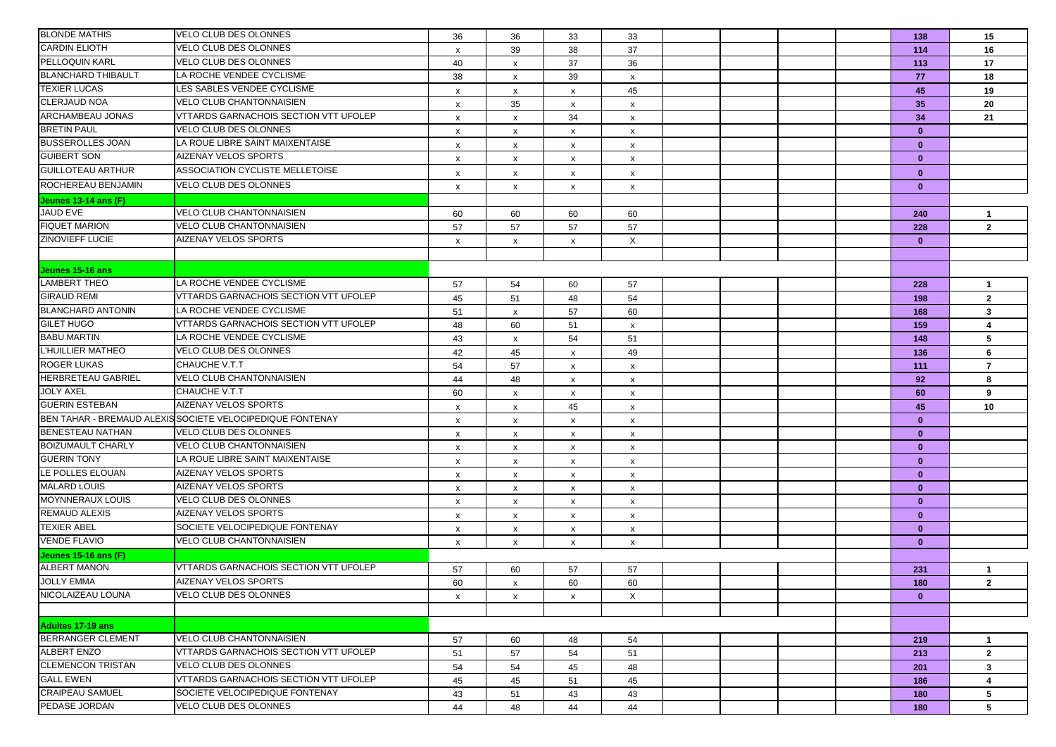| | | | | | | | | | | | |
|---|---|---|---|---|---|---|---|---|---|---|---|
| BLONDE MATHIS | VELO CLUB DES OLONNES | 36 | 36 | 33 | 33 | | | | | **138** | **15** |
| CARDIN ELIOTH | VELO CLUB DES OLONNES | x | 39 | 38 | 37 | | | | | **114** | **16** |
| PELLOQUIN KARL | VELO CLUB DES OLONNES | 40 | x | 37 | 36 | | | | | **113** | **17** |
| BLANCHARD THIBAULT | LA ROCHE VENDEE CYCLISME | 38 | x | 39 | x | | | | | **77** | **18** |
| TEXIER LUCAS | LES SABLES VENDEE CYCLISME | x | x | x | 45 | | | | | **45** | **19** |
| CLERJAUD NOA | VELO CLUB CHANTONNAISIEN | x | 35 | x | x | | | | | **35** | **20** |
| ARCHAMBEAU JONAS | VTTARDS GARNACHOIS SECTION VTT UFOLEP | x | x | 34 | x | | | | | **34** | **21** |
| BRETIN PAUL | VELO CLUB DES OLONNES | x | x | x | x | | | | | **0** | |
| BUSSEROLLES JOAN | LA ROUE LIBRE SAINT MAIXENTAISE | x | x | x | x | | | | | **0** | |
| GUIBERT SON | AIZENAY VELOS SPORTS | x | x | x | x | | | | | **0** | |
| GUILLOTEAU ARTHUR | ASSOCIATION CYCLISTE MELLETOISE | x | x | x | x | | | | | **0** | |
| ROCHEREAU BENJAMIN | VELO CLUB DES OLONNES | x | x | x | x | | | | | **0** | |
| **Jeunes 13-14 ans (F)** | | | | | | | | | | | |
| JAUD EVE | VELO CLUB CHANTONNAISIEN | 60 | 60 | 60 | 60 | | | | | **240** | **1** |
| FIQUET MARION | VELO CLUB CHANTONNAISIEN | 57 | 57 | 57 | 57 | | | | | **228** | **2** |
| ZINOVIEFF LUCIE | AIZENAY VELOS SPORTS | x | x | x | X | | | | | **0** | |
| | | | | | | | | | | | |
| **Jeunes 15-16 ans** | | | | | | | | | | | |
| LAMBERT THEO | LA ROCHE VENDEE CYCLISME | 57 | 54 | 60 | 57 | | | | | **228** | **1** |
| GIRAUD REMI | VTTARDS GARNACHOIS SECTION VTT UFOLEP | 45 | 51 | 48 | 54 | | | | | **198** | **2** |
| BLANCHARD ANTONIN | LA ROCHE VENDEE CYCLISME | 51 | x | 57 | 60 | | | | | **168** | **3** |
| GILET HUGO | VTTARDS GARNACHOIS SECTION VTT UFOLEP | 48 | 60 | 51 | x | | | | | **159** | **4** |
| BABU MARTIN | LA ROCHE VENDEE CYCLISME | 43 | x | 54 | 51 | | | | | **148** | **5** |
| L'HUILLIER MATHEO | VELO CLUB DES OLONNES | 42 | 45 | x | 49 | | | | | **136** | **6** |
| ROGER LUKAS | CHAUCHE V.T.T | 54 | 57 | x | x | | | | | **111** | **7** |
| HERBRETEAU GABRIEL | VELO CLUB CHANTONNAISIEN | 44 | 48 | x | x | | | | | **92** | **8** |
| JOLY AXEL | CHAUCHE V.T.T | 60 | x | x | x | | | | | **60** | **9** |
| GUERIN ESTEBAN | AIZENAY VELOS SPORTS | x | x | 45 | x | | | | | **45** | **10** |
| BEN TAHAR - BREMAUD ALEXIS | SOCIETE VELOCIPEDIQUE FONTENAY | x | x | x | x | | | | | **0** | |
| BENESTEAU NATHAN | VELO CLUB DES OLONNES | x | x | x | x | | | | | **0** | |
| BOIZUMAULT CHARLY | VELO CLUB CHANTONNAISIEN | x | x | x | x | | | | | **0** | |
| GUERIN TONY | LA ROUE LIBRE SAINT MAIXENTAISE | x | x | x | x | | | | | **0** | |
| LE POLLES ELOUAN | AIZENAY VELOS SPORTS | x | x | x | x | | | | | **0** | |
| MALARD LOUIS | AIZENAY VELOS SPORTS | x | x | x | x | | | | | **0** | |
| MOYNNERAUX LOUIS | VELO CLUB DES OLONNES | x | x | x | x | | | | | **0** | |
| REMAUD ALEXIS | AIZENAY VELOS SPORTS | x | x | x | x | | | | | **0** | |
| TEXIER ABEL | SOCIETE VELOCIPEDIQUE FONTENAY | x | x | x | x | | | | | **0** | |
| VENDE FLAVIO | VELO CLUB CHANTONNAISIEN | x | x | x | x | | | | | **0** | |
| **Jeunes 15-16 ans (F)** | | | | | | | | | | | |
| ALBERT MANON | VTTARDS GARNACHOIS SECTION VTT UFOLEP | 57 | 60 | 57 | 57 | | | | | **231** | **1** |
| JOLLY EMMA | AIZENAY VELOS SPORTS | 60 | x | 60 | 60 | | | | | **180** | **2** |
| NICOLAIZEAU LOUNA | VELO CLUB DES OLONNES | x | x | x | X | | | | | **0** | |
| | | | | | | | | | | | |
| **Adultes 17-19 ans** | | | | | | | | | | | |
| BERRANGER CLEMENT | VELO CLUB CHANTONNAISIEN | 57 | 60 | 48 | 54 | | | | | **219** | **1** |
| ALBERT ENZO | VTTARDS GARNACHOIS SECTION VTT UFOLEP | 51 | 57 | 54 | 51 | | | | | **213** | **2** |
| CLEMENCON TRISTAN | VELO CLUB DES OLONNES | 54 | 54 | 45 | 48 | | | | | **201** | **3** |
| GALL EWEN | VTTARDS GARNACHOIS SECTION VTT UFOLEP | 45 | 45 | 51 | 45 | | | | | **186** | **4** |
| CRAIPEAU SAMUEL | SOCIETE VELOCIPEDIQUE FONTENAY | 43 | 51 | 43 | 43 | | | | | **180** | **5** |
| PEDASE JORDAN | VELO CLUB DES OLONNES | 44 | 48 | 44 | 44 | | | | | **180** | **5** |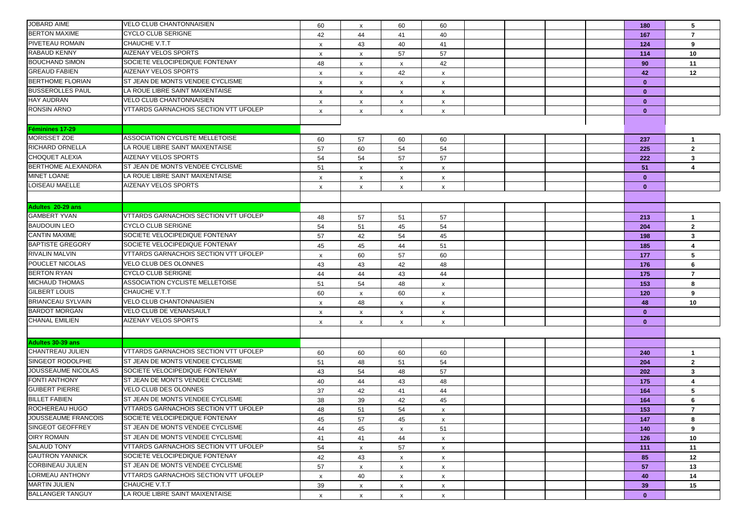| | | | | | | | | | | | |
|---|---|---|---|---|---|---|---|---|---|---|---|
| JOBARD AIME | VELO CLUB CHANTONNAISIEN | 60 | x | 60 | 60 | | | | | 180 | 5 |
| BERTON MAXIME | CYCLO CLUB SERIGNE | 42 | 44 | 41 | 40 | | | | | 167 | 7 |
| PIVETEAU ROMAIN | CHAUCHE V.T.T | x | 43 | 40 | 41 | | | | | 124 | 9 |
| RABAUD KENNY | AIZENAY VELOS SPORTS | x | x | 57 | 57 | | | | | 114 | 10 |
| BOUCHAND SIMON | SOCIETE VELOCIPEDIQUE FONTENAY | 48 | x | x | 42 | | | | | 90 | 11 |
| GREAUD FABIEN | AIZENAY VELOS SPORTS | x | x | 42 | x | | | | | 42 | 12 |
| BERTHOME FLORIAN | ST JEAN DE MONTS VENDEE CYCLISME | x | x | x | x | | | | | 0 | |
| BUSSEROLLES PAUL | LA ROUE LIBRE SAINT MAIXENTAISE | x | x | x | x | | | | | 0 | |
| HAY AUDRAN | VELO CLUB CHANTONNAISIEN | x | x | x | x | | | | | 0 | |
| RONSIN ARNO | VTTARDS GARNACHOIS SECTION VTT UFOLEP | x | x | x | x | | | | | 0 | |
| | | | | | | | | | | | |
| **Féminines 17-29** | | | | | | | | | | | |
| MORISSET ZOE | ASSOCIATION CYCLISTE MELLETOISE | 60 | 57 | 60 | 60 | | | | | 237 | 1 |
| RICHARD ORNELLA | LA ROUE LIBRE SAINT MAIXENTAISE | 57 | 60 | 54 | 54 | | | | | 225 | 2 |
| CHOQUET ALEXIA | AIZENAY VELOS SPORTS | 54 | 54 | 57 | 57 | | | | | 222 | 3 |
| BERTHOME ALEXANDRA | ST JEAN DE MONTS VENDEE CYCLISME | 51 | x | x | x | | | | | 51 | 4 |
| MINET LOANE | LA ROUE LIBRE SAINT MAIXENTAISE | x | x | x | x | | | | | 0 | |
| LOISEAU MAELLE | AIZENAY VELOS SPORTS | x | x | x | x | | | | | 0 | |
| | | | | | | | | | | | |
| **Adultes 20-29 ans** | | | | | | | | | | | |
| GAMBERT YVAN | VTTARDS GARNACHOIS SECTION VTT UFOLEP | 48 | 57 | 51 | 57 | | | | | 213 | 1 |
| BAUDOUIN LEO | CYCLO CLUB SERIGNE | 54 | 51 | 45 | 54 | | | | | 204 | 2 |
| CANTIN MAXIME | SOCIETE VELOCIPEDIQUE FONTENAY | 57 | 42 | 54 | 45 | | | | | 198 | 3 |
| BAPTISTE GREGORY | SOCIETE VELOCIPEDIQUE FONTENAY | 45 | 45 | 44 | 51 | | | | | 185 | 4 |
| RIVALIN MALVIN | VTTARDS GARNACHOIS SECTION VTT UFOLEP | x | 60 | 57 | 60 | | | | | 177 | 5 |
| POUCLET NICOLAS | VELO CLUB DES OLONNES | 43 | 43 | 42 | 48 | | | | | 176 | 6 |
| BERTON RYAN | CYCLO CLUB SERIGNE | 44 | 44 | 43 | 44 | | | | | 175 | 7 |
| MICHAUD THOMAS | ASSOCIATION CYCLISTE MELLETOISE | 51 | 54 | 48 | x | | | | | 153 | 8 |
| GILBERT LOUIS | CHAUCHE V.T.T | 60 | x | 60 | x | | | | | 120 | 9 |
| BRIANCEAU SYLVAIN | VELO CLUB CHANTONNAISIEN | x | 48 | x | x | | | | | 48 | 10 |
| BARDOT MORGAN | VELO CLUB DE VENANSAULT | x | x | x | x | | | | | 0 | |
| CHANAL EMILIEN | AIZENAY VELOS SPORTS | x | x | x | x | | | | | 0 | |
| | | | | | | | | | | | |
| **Adultes 30-39 ans** | | | | | | | | | | | |
| CHANTREAU JULIEN | VTTARDS GARNACHOIS SECTION VTT UFOLEP | 60 | 60 | 60 | 60 | | | | | 240 | 1 |
| SINGEOT RODOLPHE | ST JEAN DE MONTS VENDEE CYCLISME | 51 | 48 | 51 | 54 | | | | | 204 | 2 |
| JOUSSEAUME NICOLAS | SOCIETE VELOCIPEDIQUE FONTENAY | 43 | 54 | 48 | 57 | | | | | 202 | 3 |
| FONTI ANTHONY | ST JEAN DE MONTS VENDEE CYCLISME | 40 | 44 | 43 | 48 | | | | | 175 | 4 |
| GUIBERT PIERRE | VELO CLUB DES OLONNES | 37 | 42 | 41 | 44 | | | | | 164 | 5 |
| BILLET FABIEN | ST JEAN DE MONTS VENDEE CYCLISME | 38 | 39 | 42 | 45 | | | | | 164 | 6 |
| ROCHEREAU HUGO | VTTARDS GARNACHOIS SECTION VTT UFOLEP | 48 | 51 | 54 | x | | | | | 153 | 7 |
| JOUSSEAUME FRANCOIS | SOCIETE VELOCIPEDIQUE FONTENAY | 45 | 57 | 45 | x | | | | | 147 | 8 |
| SINGEOT GEOFFREY | ST JEAN DE MONTS VENDEE CYCLISME | 44 | 45 | x | 51 | | | | | 140 | 9 |
| OIRY ROMAIN | ST JEAN DE MONTS VENDEE CYCLISME | 41 | 41 | 44 | x | | | | | 126 | 10 |
| SALAUD TONY | VTTARDS GARNACHOIS SECTION VTT UFOLEP | 54 | x | 57 | x | | | | | 111 | 11 |
| GAUTRON YANNICK | SOCIETE VELOCIPEDIQUE FONTENAY | 42 | 43 | x | x | | | | | 85 | 12 |
| CORBINEAU JULIEN | ST JEAN DE MONTS VENDEE CYCLISME | 57 | x | x | x | | | | | 57 | 13 |
| LORMEAU ANTHONY | VTTARDS GARNACHOIS SECTION VTT UFOLEP | x | 40 | x | x | | | | | 40 | 14 |
| MARTIN JULIEN | CHAUCHE V.T.T | 39 | x | x | x | | | | | 39 | 15 |
| BALLANGER TANGUY | LA ROUE LIBRE SAINT MAIXENTAISE | x | x | x | x | | | | | 0 | |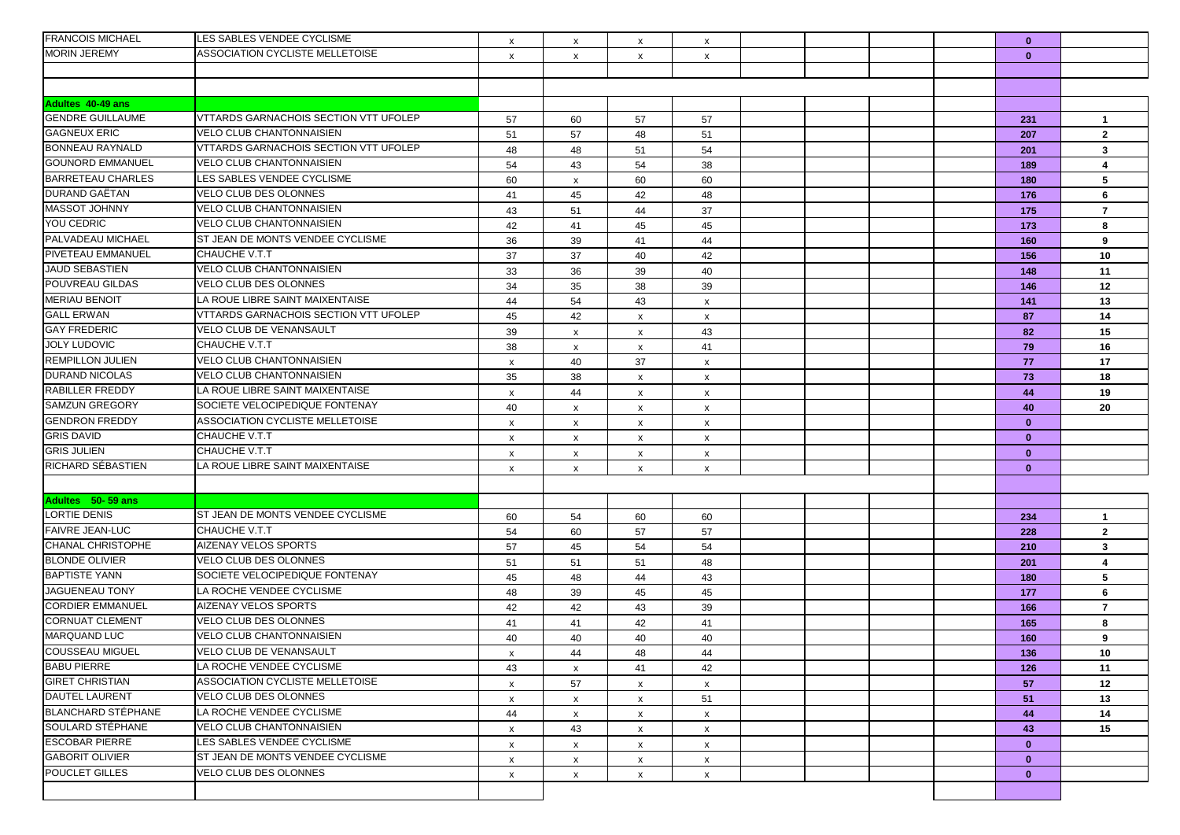| | | | | | | | | | | | |
|---|---|---|---|---|---|---|---|---|---|---|---|
| FRANCOIS MICHAEL | LES SABLES VENDEE CYCLISME | x | x | x | x | | | | | **0** | |
| MORIN JEREMY | ASSOCIATION CYCLISTE MELLETOISE | x | x | x | x | | | | | **0** | |
| | | | | | | | | | | | |
| | | | | | | | | | | | |
| **Adultes 40-49 ans** | | | | | | | | | | | |
| GENDRE GUILLAUME | VTTARDS GARNACHOIS SECTION VTT UFOLEP | 57 | 60 | 57 | 57 | | | | | **231** | **1** |
| GAGNEUX ERIC | VELO CLUB CHANTONNAISIEN | 51 | 57 | 48 | 51 | | | | | **207** | **2** |
| BONNEAU RAYNALD | VTTARDS GARNACHOIS SECTION VTT UFOLEP | 48 | 48 | 51 | 54 | | | | | **201** | **3** |
| GOUNORD EMMANUEL | VELO CLUB CHANTONNAISIEN | 54 | 43 | 54 | 38 | | | | | **189** | **4** |
| BARRETEAU CHARLES | LES SABLES VENDEE CYCLISME | 60 | x | 60 | 60 | | | | | **180** | **5** |
| DURAND GAËTAN | VELO CLUB DES OLONNES | 41 | 45 | 42 | 48 | | | | | **176** | **6** |
| MASSOT JOHNNY | VELO CLUB CHANTONNAISIEN | 43 | 51 | 44 | 37 | | | | | **175** | **7** |
| YOU CEDRIC | VELO CLUB CHANTONNAISIEN | 42 | 41 | 45 | 45 | | | | | **173** | **8** |
| PALVADEAU MICHAEL | ST JEAN DE MONTS VENDEE CYCLISME | 36 | 39 | 41 | 44 | | | | | **160** | **9** |
| PIVETEAU EMMANUEL | CHAUCHE V.T.T | 37 | 37 | 40 | 42 | | | | | **156** | **10** |
| JAUD SEBASTIEN | VELO CLUB CHANTONNAISIEN | 33 | 36 | 39 | 40 | | | | | **148** | **11** |
| POUVREAU GILDAS | VELO CLUB DES OLONNES | 34 | 35 | 38 | 39 | | | | | **146** | **12** |
| MERIAU BENOIT | LA ROUE LIBRE SAINT MAIXENTAISE | 44 | 54 | 43 | x | | | | | **141** | **13** |
| GALL ERWAN | VTTARDS GARNACHOIS SECTION VTT UFOLEP | 45 | 42 | x | x | | | | | **87** | **14** |
| GAY FREDERIC | VELO CLUB DE VENANSAULT | 39 | x | x | 43 | | | | | **82** | **15** |
| JOLY LUDOVIC | CHAUCHE V.T.T | 38 | x | x | 41 | | | | | **79** | **16** |
| REMPILLON JULIEN | VELO CLUB CHANTONNAISIEN | x | 40 | 37 | x | | | | | **77** | **17** |
| DURAND NICOLAS | VELO CLUB CHANTONNAISIEN | 35 | 38 | x | x | | | | | **73** | **18** |
| RABILLER FREDDY | LA ROUE LIBRE SAINT MAIXENTAISE | x | 44 | x | x | | | | | **44** | **19** |
| SAMZUN GREGORY | SOCIETE VELOCIPEDIQUE FONTENAY | 40 | x | x | x | | | | | **40** | **20** |
| GENDRON FREDDY | ASSOCIATION CYCLISTE MELLETOISE | x | x | x | x | | | | | **0** | |
| GRIS DAVID | CHAUCHE V.T.T | x | x | x | x | | | | | **0** | |
| GRIS JULIEN | CHAUCHE V.T.T | x | x | x | x | | | | | **0** | |
| RICHARD SÉBASTIEN | LA ROUE LIBRE SAINT MAIXENTAISE | x | x | x | x | | | | | **0** | |
| | | | | | | | | | | | |
| **Adultes 50- 59 ans** | | | | | | | | | | | |
| LORTIE DENIS | ST JEAN DE MONTS VENDEE CYCLISME | 60 | 54 | 60 | 60 | | | | | **234** | **1** |
| FAIVRE JEAN-LUC | CHAUCHE V.T.T | 54 | 60 | 57 | 57 | | | | | **228** | **2** |
| CHANAL CHRISTOPHE | AIZENAY VELOS SPORTS | 57 | 45 | 54 | 54 | | | | | **210** | **3** |
| BLONDE OLIVIER | VELO CLUB DES OLONNES | 51 | 51 | 51 | 48 | | | | | **201** | **4** |
| BAPTISTE YANN | SOCIETE VELOCIPEDIQUE FONTENAY | 45 | 48 | 44 | 43 | | | | | **180** | **5** |
| JAGUENEAU TONY | LA ROCHE VENDEE CYCLISME | 48 | 39 | 45 | 45 | | | | | **177** | **6** |
| CORDIER EMMANUEL | AIZENAY VELOS SPORTS | 42 | 42 | 43 | 39 | | | | | **166** | **7** |
| CORNUAT CLEMENT | VELO CLUB DES OLONNES | 41 | 41 | 42 | 41 | | | | | **165** | **8** |
| MARQUAND LUC | VELO CLUB CHANTONNAISIEN | 40 | 40 | 40 | 40 | | | | | **160** | **9** |
| COUSSEAU MIGUEL | VELO CLUB DE VENANSAULT | x | 44 | 48 | 44 | | | | | **136** | **10** |
| BABU PIERRE | LA ROCHE VENDEE CYCLISME | 43 | x | 41 | 42 | | | | | **126** | **11** |
| GIRET CHRISTIAN | ASSOCIATION CYCLISTE MELLETOISE | x | 57 | x | x | | | | | **57** | **12** |
| DAUTEL LAURENT | VELO CLUB DES OLONNES | x | x | x | 51 | | | | | **51** | **13** |
| BLANCHARD STÉPHANE | LA ROCHE VENDEE CYCLISME | 44 | x | x | x | | | | | **44** | **14** |
| SOULARD STÉPHANE | VELO CLUB CHANTONNAISIEN | x | 43 | x | x | | | | | **43** | **15** |
| ESCOBAR PIERRE | LES SABLES VENDEE CYCLISME | x | x | x | x | | | | | **0** | |
| GABORIT OLIVIER | ST JEAN DE MONTS VENDEE CYCLISME | x | x | x | x | | | | | **0** | |
| POUCLET GILLES | VELO CLUB DES OLONNES | x | x | x | x | | | | | **0** | |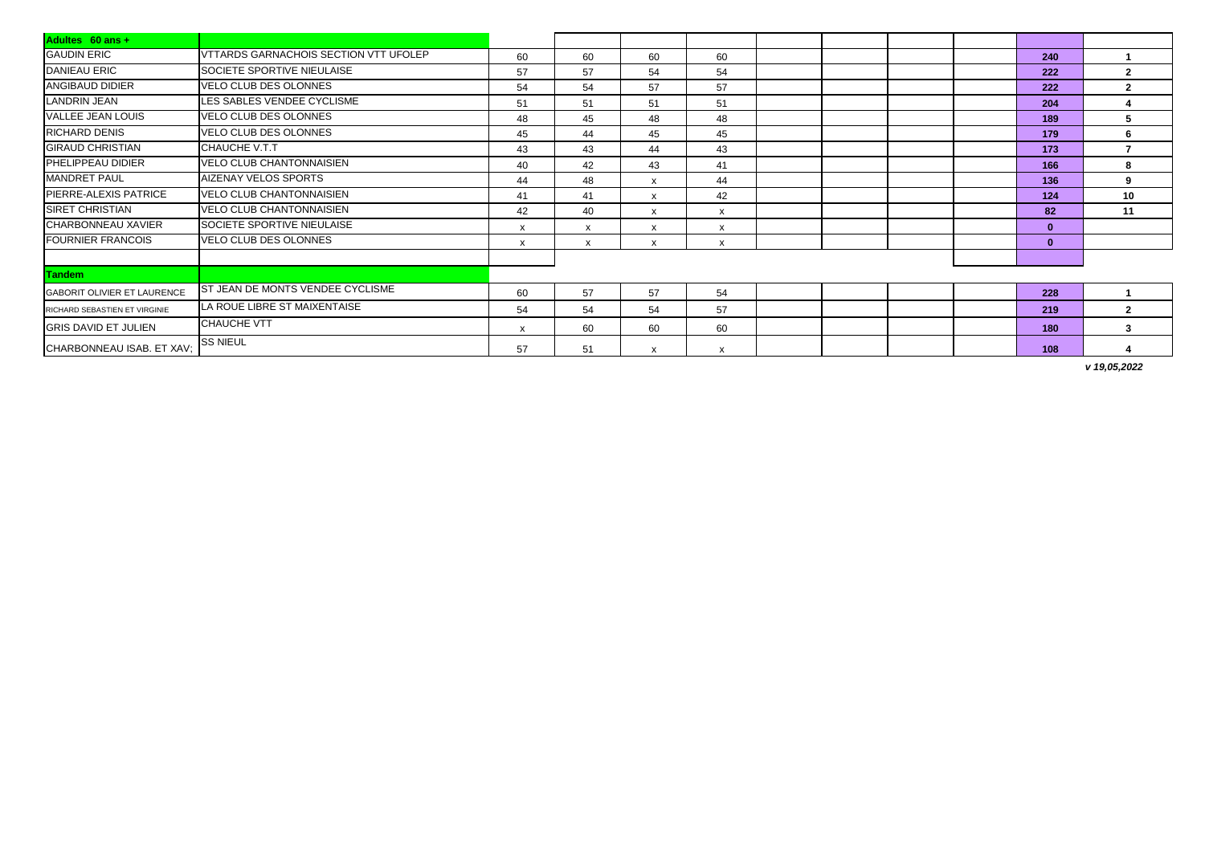| Adultes 60 ans + | | | | | | | | | | | |
|---|---|---|---|---|---|---|---|---|---|---|---|
| GAUDIN ERIC | VTTARDS GARNACHOIS SECTION VTT UFOLEP | 60 | 60 | 60 | 60 | | | | | 240 | 1 |
| DANIEAU ERIC | SOCIETE SPORTIVE NIEULAISE | 57 | 57 | 54 | 54 | | | | | 222 | 2 |
| ANGIBAUD DIDIER | VELO CLUB DES OLONNES | 54 | 54 | 57 | 57 | | | | | 222 | 2 |
| LANDRIN JEAN | LES SABLES VENDEE CYCLISME | 51 | 51 | 51 | 51 | | | | | 204 | 4 |
| VALLEE JEAN LOUIS | VELO CLUB DES OLONNES | 48 | 45 | 48 | 48 | | | | | 189 | 5 |
| RICHARD DENIS | VELO CLUB DES OLONNES | 45 | 44 | 45 | 45 | | | | | 179 | 6 |
| GIRAUD CHRISTIAN | CHAUCHE V.T.T | 43 | 43 | 44 | 43 | | | | | 173 | 7 |
| PHELIPPEAU DIDIER | VELO CLUB CHANTONNAISIEN | 40 | 42 | 43 | 41 | | | | | 166 | 8 |
| MANDRET PAUL | AIZENAY VELOS SPORTS | 44 | 48 | x | 44 | | | | | 136 | 9 |
| PIERRE-ALEXIS PATRICE | VELO CLUB CHANTONNAISIEN | 41 | 41 | x | 42 | | | | | 124 | 10 |
| SIRET CHRISTIAN | VELO CLUB CHANTONNAISIEN | 42 | 40 | x | x | | | | | 82 | 11 |
| CHARBONNEAU XAVIER | SOCIETE SPORTIVE NIEULAISE | x | x | x | x | | | | | 0 | |
| FOURNIER FRANCOIS | VELO CLUB DES OLONNES | x | x | x | x | | | | | 0 | |
| | | | | | | | | | | | |
| **Tandem** | | | | | | | | | | | |
| GABORIT OLIVIER ET LAURENCE | ST JEAN DE MONTS VENDEE CYCLISME | 60 | 57 | 57 | 54 | | | | | 228 | 1 |
| RICHARD SEBASTIEN ET VIRGINIE | LA ROUE LIBRE ST MAIXENTAISE | 54 | 54 | 54 | 57 | | | | | 219 | 2 |
| GRIS DAVID ET JULIEN | CHAUCHE VTT | x | 60 | 60 | 60 | | | | | 180 | 3 |
| CHARBONNEAU ISAB. ET XAV; | SS NIEUL | 57 | 51 | x | x | | | | | 108 | 4 |

*v 19,05,2022*